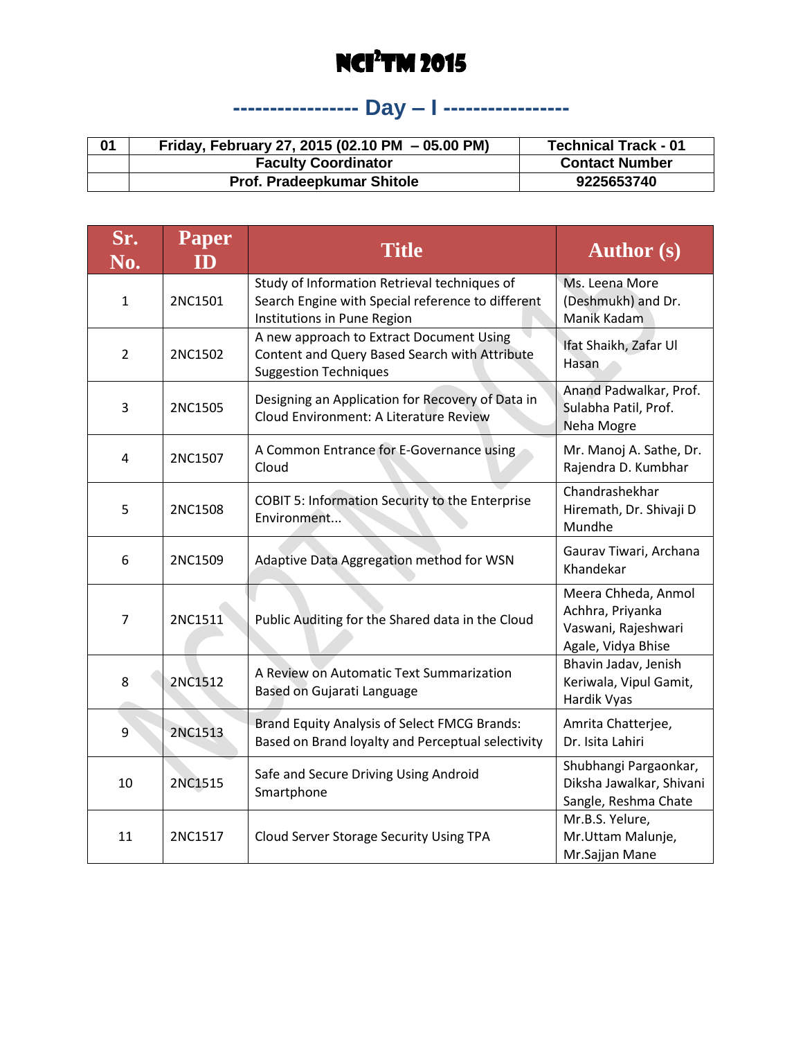# NCI²TM 2015

## ----------------- Day – I -----------------

| 01 | Friday, February 27, 2015 (02.10 PM – 05.00 PM) | Technical Track - 01 |
|---|---|---|
| | Faculty Coordinator | Contact Number |
| | Prof. Pradeepkumar Shitole | 9225653740 |

| Sr. No. | Paper ID | Title | Author (s) |
|---|---|---|---|
| 1 | 2NC1501 | Study of Information Retrieval techniques of Search Engine with Special reference to different Institutions in Pune Region | Ms. Leena More (Deshmukh) and Dr. Manik Kadam |
| 2 | 2NC1502 | A new approach to Extract Document Using Content and Query Based Search with Attribute Suggestion Techniques | Ifat Shaikh, Zafar Ul Hasan |
| 3 | 2NC1505 | Designing an Application for Recovery of Data in Cloud Environment: A Literature Review | Anand Padwalkar, Prof. Sulabha Patil, Prof. Neha Mogre |
| 4 | 2NC1507 | A Common Entrance for E-Governance using Cloud | Mr. Manoj A. Sathe, Dr. Rajendra D. Kumbhar |
| 5 | 2NC1508 | COBIT 5: Information Security to the Enterprise Environment... | Chandrashekhar Hiremath, Dr. Shivaji D Mundhe |
| 6 | 2NC1509 | Adaptive Data Aggregation method for WSN | Gaurav Tiwari, Archana Khandekar |
| 7 | 2NC1511 | Public Auditing for the Shared data in the Cloud | Meera Chheda, Anmol Achhra, Priyanka Vaswani, Rajeshwari Agale, Vidya Bhise |
| 8 | 2NC1512 | A Review on Automatic Text Summarization Based on Gujarati Language | Bhavin Jadav, Jenish Keriwala, Vipul Gamit, Hardik Vyas |
| 9 | 2NC1513 | Brand Equity Analysis of Select FMCG Brands: Based on Brand loyalty and Perceptual selectivity | Amrita Chatterjee, Dr. Isita Lahiri |
| 10 | 2NC1515 | Safe and Secure Driving Using Android Smartphone | Shubhangi Pargaonkar, Diksha Jawalkar, Shivani Sangle, Reshma Chate |
| 11 | 2NC1517 | Cloud Server Storage Security Using TPA | Mr.B.S. Yelure, Mr.Uttam Malunje, Mr.Sajjan Mane |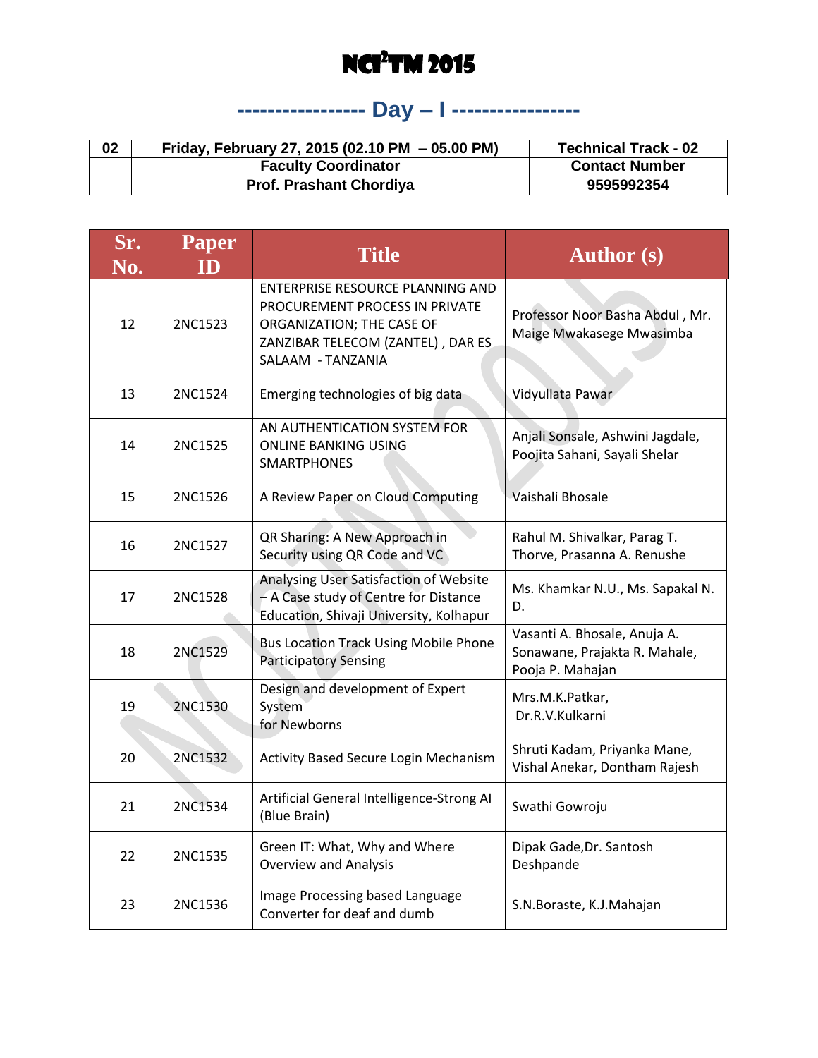# NCI²TM 2015

## ----------------- Day – I -----------------

| 02 | Friday, February 27, 2015 (02.10 PM – 05.00 PM) | Technical Track - 02 |
|---|---|---|
| | Faculty Coordinator | Contact Number |
| | Prof. Prashant Chordiya | 9595992354 |

| Sr. No. | Paper ID | Title | Author (s) |
|---|---|---|---|
| 12 | 2NC1523 | ENTERPRISE RESOURCE PLANNING AND PROCUREMENT PROCESS IN PRIVATE ORGANIZATION; THE CASE OF ZANZIBAR TELECOM (ZANTEL) , DAR ES SALAAM - TANZANIA | Professor Noor Basha Abdul , Mr. Maige Mwakasege Mwasimba |
| 13 | 2NC1524 | Emerging technologies of big data | Vidyullata Pawar |
| 14 | 2NC1525 | AN AUTHENTICATION SYSTEM FOR ONLINE BANKING USING SMARTPHONES | Anjali Sonsale, Ashwini Jagdale, Poojita Sahani, Sayali Shelar |
| 15 | 2NC1526 | A Review Paper on Cloud Computing | Vaishali Bhosale |
| 16 | 2NC1527 | QR Sharing: A New Approach in Security using QR Code and VC | Rahul M. Shivalkar, Parag T. Thorve, Prasanna A. Renushe |
| 17 | 2NC1528 | Analysing User Satisfaction of Website – A Case study of Centre for Distance Education, Shivaji University, Kolhapur | Ms. Khamkar N.U., Ms. Sapakal N. D. |
| 18 | 2NC1529 | Bus Location Track Using Mobile Phone Participatory Sensing | Vasanti A. Bhosale, Anuja A. Sonawane, Prajakta R. Mahale, Pooja P. Mahajan |
| 19 | 2NC1530 | Design and development of Expert System for Newborns | Mrs.M.K.Patkar, Dr.R.V.Kulkarni |
| 20 | 2NC1532 | Activity Based Secure Login Mechanism | Shruti Kadam, Priyanka Mane, Vishal Anekar, Dontham Rajesh |
| 21 | 2NC1534 | Artificial General Intelligence-Strong AI (Blue Brain) | Swathi Gowroju |
| 22 | 2NC1535 | Green IT: What, Why and Where Overview and Analysis | Dipak Gade,Dr. Santosh Deshpande |
| 23 | 2NC1536 | Image Processing based Language Converter for deaf and dumb | S.N.Boraste, K.J.Mahajan |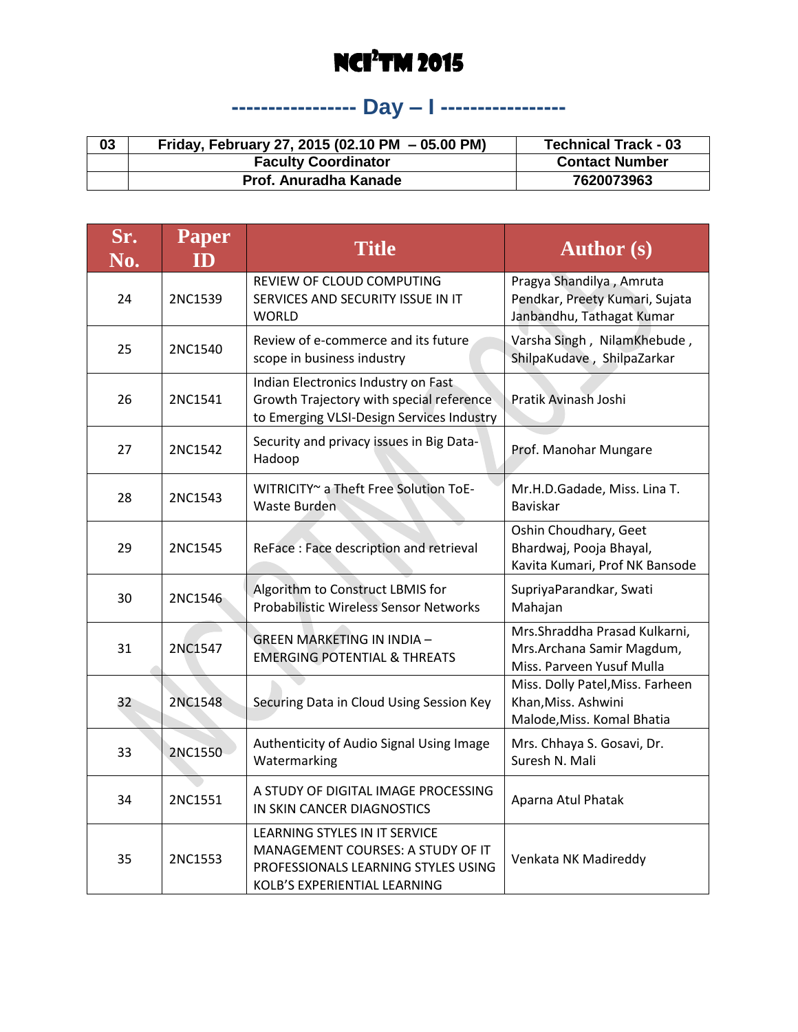# NCI²TM 2015

## ---------------- Day – I ----------------

| 03 | Friday, February 27, 2015 (02.10 PM – 05.00 PM) | Technical Track - 03 |
|---|---|---|
| | Faculty Coordinator | Contact Number |
| | Prof. Anuradha Kanade | 7620073963 |

| Sr. No. | Paper ID | Title | Author (s) |
|---|---|---|---|
| 24 | 2NC1539 | REVIEW OF CLOUD COMPUTING SERVICES AND SECURITY ISSUE IN IT WORLD | Pragya Shandilya , Amruta Pendkar, Preety Kumari, Sujata Janbandhu, Tathagat Kumar |
| 25 | 2NC1540 | Review of e-commerce and its future scope in business industry | Varsha Singh , NilamKhebude , ShilpaKudave , ShilpaZarkar |
| 26 | 2NC1541 | Indian Electronics Industry on Fast Growth Trajectory with special reference to Emerging VLSI-Design Services Industry | Pratik Avinash Joshi |
| 27 | 2NC1542 | Security and privacy issues in Big Data-Hadoop | Prof. Manohar Mungare |
| 28 | 2NC1543 | WITRICITY~ a Theft Free Solution ToE-Waste Burden | Mr.H.D.Gadade, Miss. Lina T. Baviskar |
| 29 | 2NC1545 | ReFace : Face description and retrieval | Oshin Choudhary, Geet Bhardwaj, Pooja Bhayal, Kavita Kumari, Prof NK Bansode |
| 30 | 2NC1546 | Algorithm to Construct LBMIS for Probabilistic Wireless Sensor Networks | SupriyaParandkar, Swati Mahajan |
| 31 | 2NC1547 | GREEN MARKETING IN INDIA – EMERGING POTENTIAL & THREATS | Mrs.Shraddha Prasad Kulkarni, Mrs.Archana Samir Magdum, Miss. Parveen Yusuf Mulla |
| 32 | 2NC1548 | Securing Data in Cloud Using Session Key | Miss. Dolly Patel,Miss. Farheen Khan,Miss. Ashwini Malode,Miss. Komal Bhatia |
| 33 | 2NC1550 | Authenticity of Audio Signal Using Image Watermarking | Mrs. Chhaya S. Gosavi, Dr. Suresh N. Mali |
| 34 | 2NC1551 | A STUDY OF DIGITAL IMAGE PROCESSING IN SKIN CANCER DIAGNOSTICS | Aparna Atul Phatak |
| 35 | 2NC1553 | LEARNING STYLES IN IT SERVICE MANAGEMENT COURSES: A STUDY OF IT PROFESSIONALS LEARNING STYLES USING KOLB'S EXPERIENTIAL LEARNING | Venkata NK Madireddy |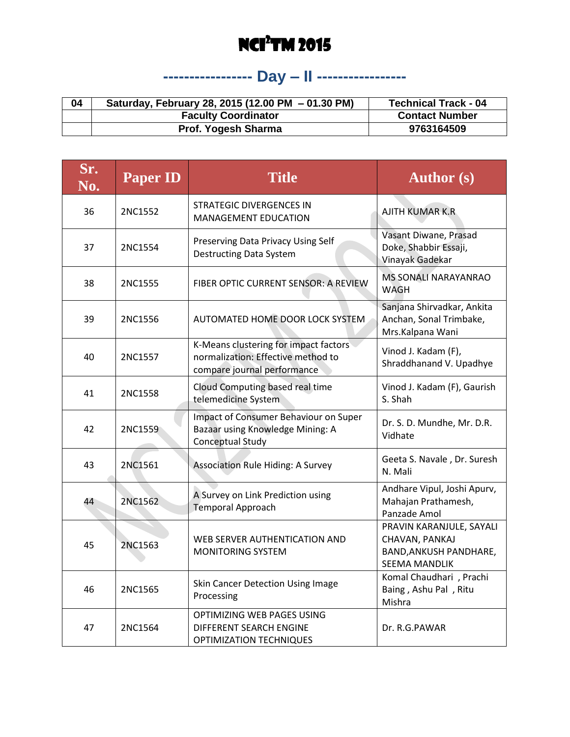# NCI²TM 2015

## ----------------- Day – II -----------------

| 04 | Saturday, February 28, 2015 (12.00 PM – 01.30 PM) | Technical Track - 04 |
|---|---|---|
| | Faculty Coordinator | Contact Number |
| | Prof. Yogesh Sharma | 9763164509 |

| Sr. No. | Paper ID | Title | Author (s) |
|---|---|---|---|
| 36 | 2NC1552 | STRATEGIC DIVERGENCES IN MANAGEMENT EDUCATION | AJITH KUMAR K.R |
| 37 | 2NC1554 | Preserving Data Privacy Using Self Destructing Data System | Vasant Diwane, Prasad Doke, Shabbir Essaji, Vinayak Gadekar |
| 38 | 2NC1555 | FIBER OPTIC CURRENT SENSOR: A REVIEW | MS SONALI NARAYANRAO WAGH |
| 39 | 2NC1556 | AUTOMATED HOME DOOR LOCK SYSTEM | Sanjana Shirvadkar, Ankita Anchan, Sonal Trimbake, Mrs.Kalpana Wani |
| 40 | 2NC1557 | K-Means clustering for impact factors normalization: Effective method to compare journal performance | Vinod J. Kadam (F), Shraddhanand V. Upadhye |
| 41 | 2NC1558 | Cloud Computing based real time telemedicine System | Vinod J. Kadam (F), Gaurish S. Shah |
| 42 | 2NC1559 | Impact of Consumer Behaviour on Super Bazaar using Knowledge Mining: A Conceptual Study | Dr. S. D. Mundhe, Mr. D.R. Vidhate |
| 43 | 2NC1561 | Association Rule Hiding: A Survey | Geeta S. Navale , Dr. Suresh N. Mali |
| 44 | 2NC1562 | A Survey on Link Prediction using Temporal Approach | Andhare Vipul, Joshi Apurv, Mahajan Prathamesh, Panzade Amol |
| 45 | 2NC1563 | WEB SERVER AUTHENTICATION AND MONITORING SYSTEM | PRAVIN KARANJULE, SAYALI CHAVAN, PANKAJ BAND,ANKUSH PANDHARE, SEEMA MANDLIK |
| 46 | 2NC1565 | Skin Cancer Detection Using Image Processing | Komal Chaudhari , Prachi Baing , Ashu Pal , Ritu Mishra |
| 47 | 2NC1564 | OPTIMIZING WEB PAGES USING DIFFERENT SEARCH ENGINE OPTIMIZATION TECHNIQUES | Dr. R.G.PAWAR |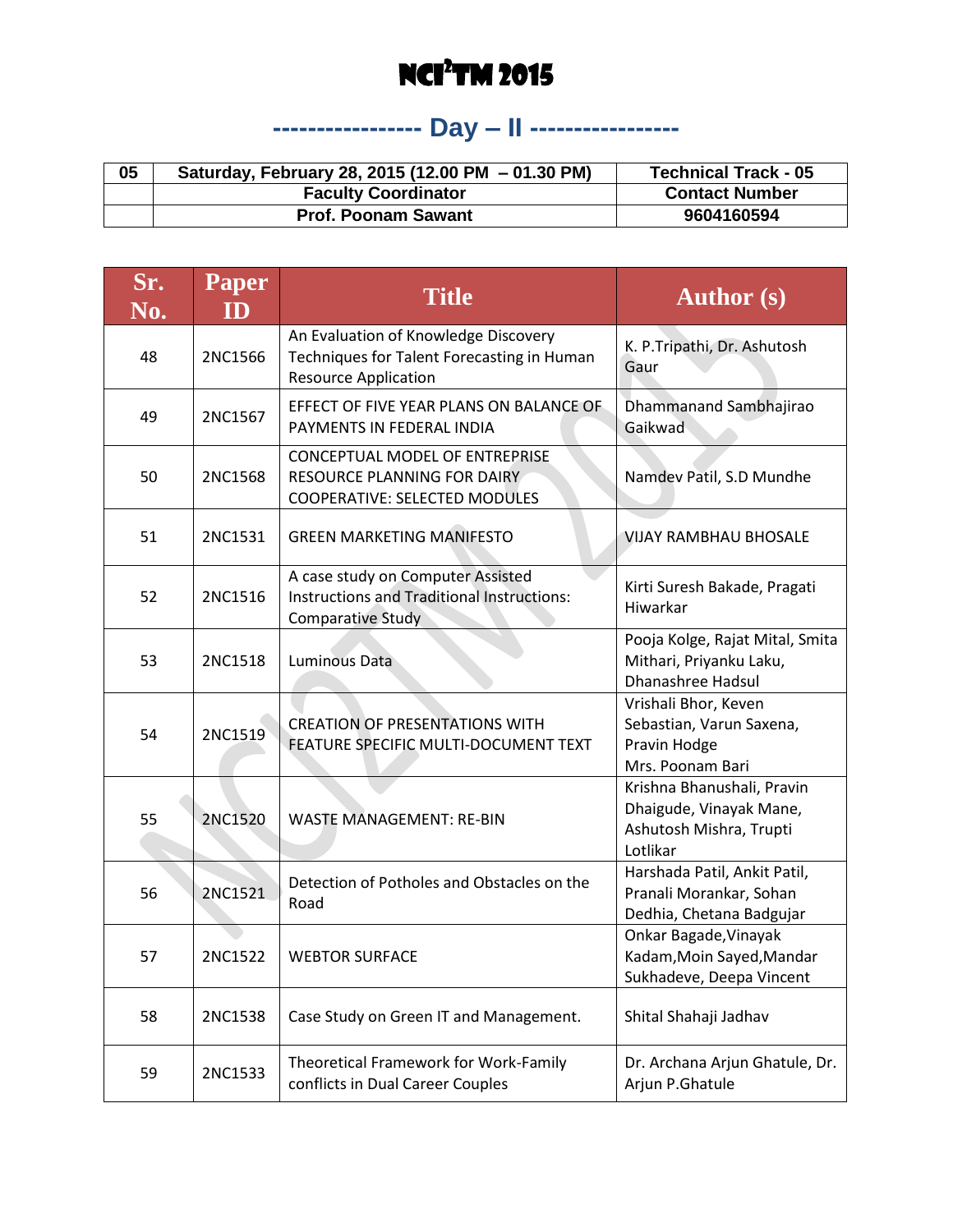# NCI²TM 2015

## ----------------- Day – II -----------------

| 05 | Saturday, February 28, 2015 (12.00 PM – 01.30 PM) | Technical Track - 05 |
|---|---|---|
| | Faculty Coordinator | Contact Number |
| | Prof. Poonam Sawant | 9604160594 |

| Sr. No. | Paper ID | Title | Author (s) |
|---|---|---|---|
| 48 | 2NC1566 | An Evaluation of Knowledge Discovery Techniques for Talent Forecasting in Human Resource Application | K. P.Tripathi, Dr. Ashutosh Gaur |
| 49 | 2NC1567 | EFFECT OF FIVE YEAR PLANS ON BALANCE OF PAYMENTS IN FEDERAL INDIA | Dhammanand Sambhajirao Gaikwad |
| 50 | 2NC1568 | CONCEPTUAL MODEL OF ENTREPRISE RESOURCE PLANNING FOR DAIRY COOPERATIVE: SELECTED MODULES | Namdev Patil, S.D Mundhe |
| 51 | 2NC1531 | GREEN MARKETING MANIFESTO | VIJAY RAMBHAU BHOSALE |
| 52 | 2NC1516 | A case study on Computer Assisted Instructions and Traditional Instructions: Comparative Study | Kirti Suresh Bakade, Pragati Hiwarkar |
| 53 | 2NC1518 | Luminous Data | Pooja Kolge, Rajat Mital, Smita Mithari, Priyanku Laku, Dhanashree Hadsul |
| 54 | 2NC1519 | CREATION OF PRESENTATIONS WITH FEATURE SPECIFIC MULTI-DOCUMENT TEXT | Vrishali Bhor, Keven Sebastian, Varun Saxena, Pravin Hodge Mrs. Poonam Bari |
| 55 | 2NC1520 | WASTE MANAGEMENT: RE-BIN | Krishna Bhanushali, Pravin Dhaigude, Vinayak Mane, Ashutosh Mishra, Trupti Lotlikar |
| 56 | 2NC1521 | Detection of Potholes and Obstacles on the Road | Harshada Patil, Ankit Patil, Pranali Morankar, Sohan Dedhia, Chetana Badgujar |
| 57 | 2NC1522 | WEBTOR SURFACE | Onkar Bagade,Vinayak Kadam,Moin Sayed,Mandar Sukhadeve, Deepa Vincent |
| 58 | 2NC1538 | Case Study on Green IT and Management. | Shital Shahaji Jadhav |
| 59 | 2NC1533 | Theoretical Framework for Work-Family conflicts in Dual Career Couples | Dr. Archana Arjun Ghatule, Dr. Arjun P.Ghatule |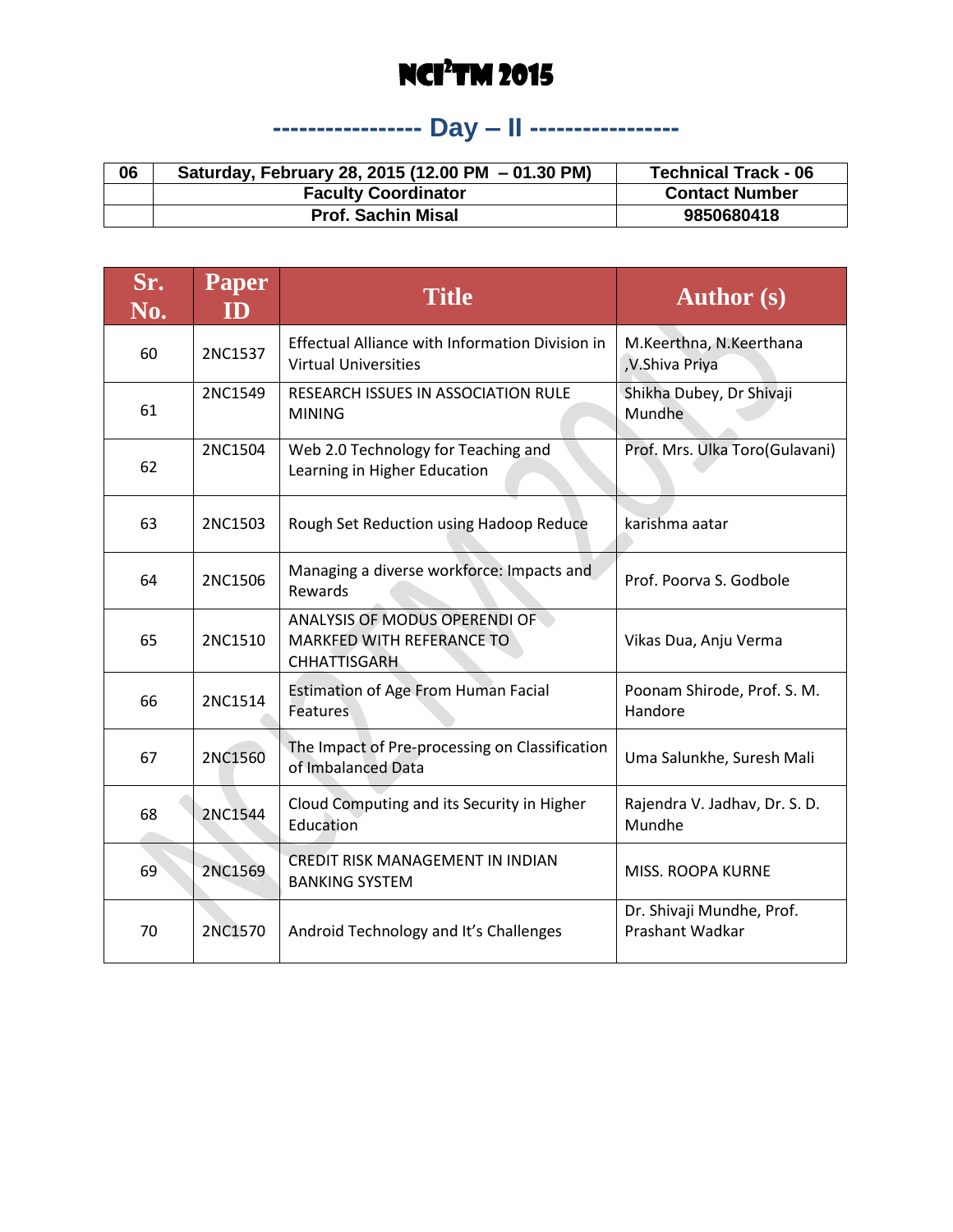# NCI²TM 2015

## ----------------- Day – II -----------------

| | | |
|---|---|---|
| 06 | Saturday, February 28, 2015 (12.00 PM – 01.30 PM) | Technical Track - 06 |
| | Faculty Coordinator | Contact Number |
| | Prof. Sachin Misal | 9850680418 |

| Sr. No. | Paper ID | Title | Author (s) |
|---|---|---|---|
| 60 | 2NC1537 | Effectual Alliance with Information Division in Virtual Universities | M.Keerthna, N.Keerthana ,V.Shiva Priya |
| 61 | 2NC1549 | RESEARCH ISSUES IN ASSOCIATION RULE MINING | Shikha Dubey, Dr Shivaji Mundhe |
| 62 | 2NC1504 | Web 2.0 Technology for Teaching and Learning in Higher Education | Prof. Mrs. Ulka Toro(Gulavani) |
| 63 | 2NC1503 | Rough Set Reduction using Hadoop Reduce | karishma aatar |
| 64 | 2NC1506 | Managing a diverse workforce: Impacts and Rewards | Prof. Poorva S. Godbole |
| 65 | 2NC1510 | ANALYSIS OF MODUS OPERENDI OF MARKFED WITH REFERANCE TO CHHATTISGARH | Vikas Dua, Anju Verma |
| 66 | 2NC1514 | Estimation of Age From Human Facial Features | Poonam Shirode, Prof. S. M. Handore |
| 67 | 2NC1560 | The Impact of Pre-processing on Classification of Imbalanced Data | Uma Salunkhe, Suresh Mali |
| 68 | 2NC1544 | Cloud Computing and its Security in Higher Education | Rajendra V. Jadhav, Dr. S. D. Mundhe |
| 69 | 2NC1569 | CREDIT RISK MANAGEMENT IN INDIAN BANKING SYSTEM | MISS. ROOPA KURNE |
| 70 | 2NC1570 | Android Technology and It's Challenges | Dr. Shivaji Mundhe, Prof. Prashant Wadkar |